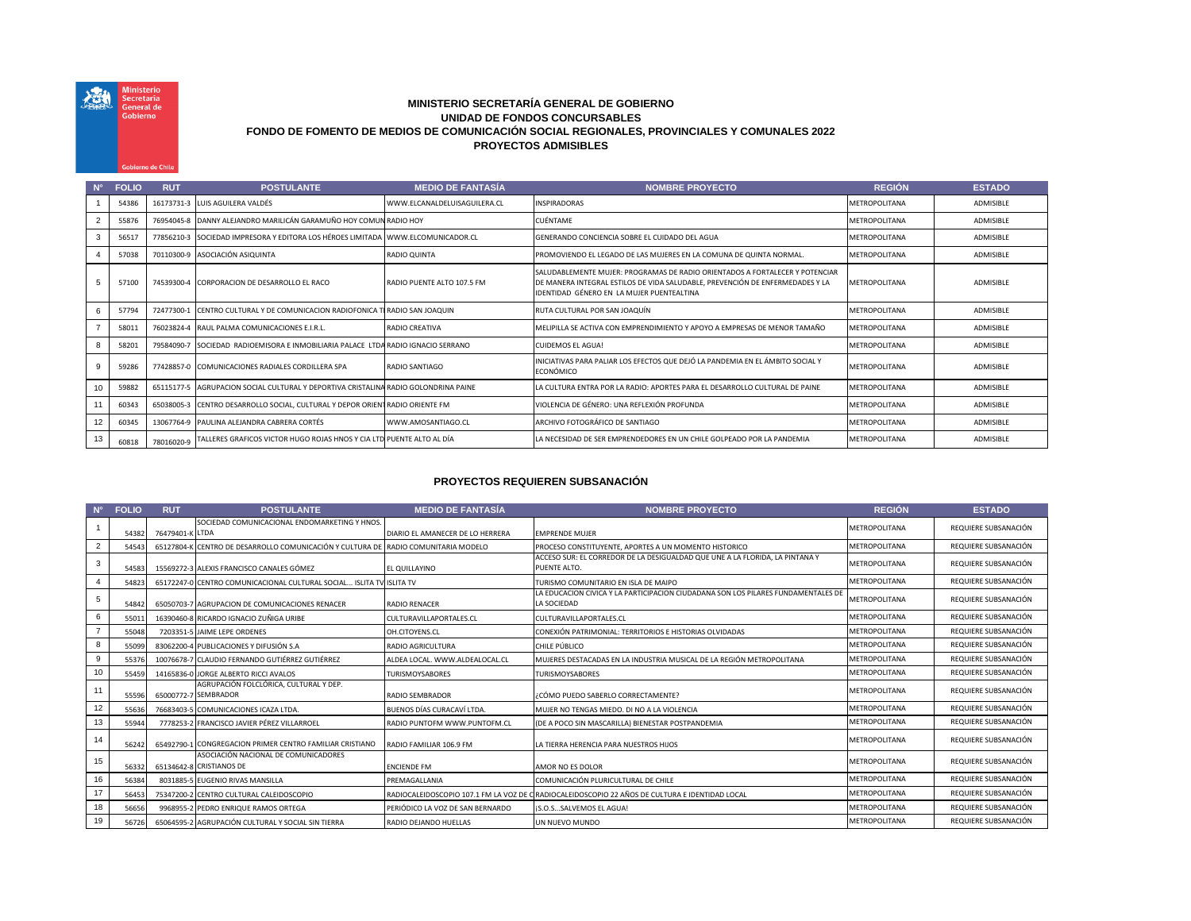Ministerio Secretaría General de Gobierno

Gobierno de Chile

**MINISTERIO SECRETARÍA GENERAL DE GOBIERNO**
**UNIDAD DE FONDOS CONCURSABLES**
**FONDO DE FOMENTO DE MEDIOS DE COMUNICACIÓN SOCIAL REGIONALES, PROVINCIALES Y COMUNALES 2022**
**PROYECTOS ADMISIBLES**

| N° | FOLIO | RUT | POSTULANTE | MEDIO DE FANTASÍA | NOMBRE PROYECTO | REGIÓN | ESTADO |
|---|---|---|---|---|---|---|---|
| 1 | 54386 | 16173731-3 | LUIS AGUILERA VALDÉS | WWW.ELCANALDELUISAGUILERA.CL | INSPIRADORAS | METROPOLITANA | ADMISIBLE |
| 2 | 55876 | 76954045-8 | DANNY ALEJANDRO MARILICÁN GARAMUÑO HOY COMUN | RADIO HOY | CUÉNTAME | METROPOLITANA | ADMISIBLE |
| 3 | 56517 | 77856210-3 | SOCIEDAD IMPRESORA Y EDITORA LOS HÉROES LIMITADA | WWW.ELCOMUNICADOR.CL | GENERANDO CONCIENCIA SOBRE EL CUIDADO DEL AGUA | METROPOLITANA | ADMISIBLE |
| 4 | 57038 | 70110300-9 | ASOCIACIÓN ASIQUINTA | RADIO QUINTA | PROMOVIENDO EL LEGADO DE LAS MUJERES EN LA COMUNA DE QUINTA NORMAL. | METROPOLITANA | ADMISIBLE |
| 5 | 57100 | 74539300-4 | CORPORACION DE DESARROLLO EL RACO | RADIO PUENTE ALTO 107.5 FM | SALUDABLEMENTE MUJER: PROGRAMAS DE RADIO ORIENTADOS A FORTALECER Y POTENCIAR DE MANERA INTEGRAL ESTILOS DE VIDA SALUDABLE, PREVENCIÓN DE ENFERMEDADES Y LA IDENTIDAD GÉNERO EN LA MUJER PUENTEALTINA | METROPOLITANA | ADMISIBLE |
| 6 | 57794 | 72477300-1 | CENTRO CULTURAL Y DE COMUNICACION RADIOFONICA T | RADIO SAN JOAQUIN | RUTA CULTURAL POR SAN JOAQUÍN | METROPOLITANA | ADMISIBLE |
| 7 | 58011 | 76023824-4 | RAUL PALMA COMUNICACIONES E.I.R.L. | RADIO CREATIVA | MELIPILLA SE ACTIVA CON EMPRENDIMIENTO Y APOYO A EMPRESAS DE MENOR TAMAÑO | METROPOLITANA | ADMISIBLE |
| 8 | 58201 | 79584090-7 | SOCIEDAD RADIOEMISORA E INMOBILIARIA PALACE LTDA | RADIO IGNACIO SERRANO | CUIDEMOS EL AGUA! | METROPOLITANA | ADMISIBLE |
| 9 | 59286 | 77428857-0 | COMUNICACIONES RADIALES CORDILLERA SPA | RADIO SANTIAGO | INICIATIVAS PARA PALIAR LOS EFECTOS QUE DEJÓ LA PANDEMIA EN EL ÁMBITO SOCIAL Y ECONÓMICO | METROPOLITANA | ADMISIBLE |
| 10 | 59882 | 65115177-5 | AGRUPACION SOCIAL CULTURAL Y DEPORTIVA CRISTALINA | RADIO GOLONDRINA PAINE | LA CULTURA ENTRA POR LA RADIO: APORTES PARA EL DESARROLLO CULTURAL DE PAINE | METROPOLITANA | ADMISIBLE |
| 11 | 60343 | 65038005-3 | CENTRO DESARROLLO SOCIAL, CULTURAL Y DEPOR ORIENT | RADIO ORIENTE FM | VIOLENCIA DE GÉNERO: UNA REFLEXIÓN PROFUNDA | METROPOLITANA | ADMISIBLE |
| 12 | 60345 | 13067764-9 | PAULINA ALEJANDRA CABRERA CORTÉS | WWW.AMOSANTIAGO.CL | ARCHIVO FOTOGRÁFICO DE SANTIAGO | METROPOLITANA | ADMISIBLE |
| 13 | 60818 | 78016020-9 | TALLERES GRAFICOS VICTOR HUGO ROJAS HNOS Y CIA LTD | PUENTE ALTO AL DÍA | LA NECESIDAD DE SER EMPRENDEDORES EN UN CHILE GOLPEADO POR LA PANDEMIA | METROPOLITANA | ADMISIBLE |

**PROYECTOS REQUIEREN SUBSANACIÓN**

| N° | FOLIO | RUT | POSTULANTE | MEDIO DE FANTASÍA | NOMBRE PROYECTO | REGIÓN | ESTADO |
|---|---|---|---|---|---|---|---|
| 1 | 54382 | 76479401-K | SOCIEDAD COMUNICACIONAL ENDOMARKETING Y HNOS. LTDA | DIARIO EL AMANECER DE LO HERRERA | EMPRENDE MUJER | METROPOLITANA | REQUIERE SUBSANACIÓN |
| 2 | 54543 | 65127804-K | CENTRO DE DESARROLLO COMUNICACIÓN Y CULTURA DE | RADIO COMUNITARIA MODELO | PROCESO CONSTITUYENTE, APORTES A UN MOMENTO HISTORICO | METROPOLITANA | REQUIERE SUBSANACIÓN |
| 3 | 54583 | 15569272-3 | ALEXIS FRANCISCO CANALES GÓMEZ | EL QUILLAYINO | ACCESO SUR: EL CORREDOR DE LA DESIGUALDAD QUE UNE A LA FLORIDA, LA PINTANA Y PUENTE ALTO. | METROPOLITANA | REQUIERE SUBSANACIÓN |
| 4 | 54823 | 65172247-0 | CENTRO COMUNICACIONAL CULTURAL SOCIAL... ISLITA TV | ISLITA TV | TURISMO COMUNITARIO EN ISLA DE MAIPO | METROPOLITANA | REQUIERE SUBSANACIÓN |
| 5 | 54842 | 65050703-7 | AGRUPACION DE COMUNICACIONES RENACER | RADIO RENACER | LA EDUCACION CIVICA Y LA PARTICIPACION CIUDADANA SON LOS PILARES FUNDAMENTALES DE LA SOCIEDAD | METROPOLITANA | REQUIERE SUBSANACIÓN |
| 6 | 55011 | 16390460-8 | RICARDO IGNACIO ZUÑIGA URIBE | CULTURAVILLAPORTALES.CL | CULTURAVILLAPORTALES.CL | METROPOLITANA | REQUIERE SUBSANACIÓN |
| 7 | 55048 | 7203351-5 | JAIME LEPE ORDENES | OH.CITOYENS.CL | CONEXIÓN PATRIMONIAL: TERRITORIOS E HISTORIAS OLVIDADAS | METROPOLITANA | REQUIERE SUBSANACIÓN |
| 8 | 55099 | 83062200-4 | PUBLICACIONES Y DIFUSIÓN S.A | RADIO AGRICULTURA | CHILE PÚBLICO | METROPOLITANA | REQUIERE SUBSANACIÓN |
| 9 | 55376 | 10076678-7 | CLAUDIO FERNANDO GUTIÉRREZ GUTIÉRREZ | ALDEA LOCAL. WWW.ALDEALOCAL.CL | MUJERES DESTACADAS EN LA INDUSTRIA MUSICAL DE LA REGIÓN METROPOLITANA | METROPOLITANA | REQUIERE SUBSANACIÓN |
| 10 | 55459 | 14165836-0 | JORGE ALBERTO RICCI AVALOS | TURISMOYSABORES | TURISMOYSABORES | METROPOLITANA | REQUIERE SUBSANACIÓN |
| 11 | 55596 | 65000772-7 | AGRUPACIÓN FOLCLÓRICA, CULTURAL Y DEP. SEMBRADOR | RADIO SEMBRADOR | ¿CÓMO PUEDO SABERLO CORRECTAMENTE? | METROPOLITANA | REQUIERE SUBSANACIÓN |
| 12 | 55636 | 76683403-5 | COMUNICACIONES ICAZA LTDA. | BUENOS DÍAS CURACAVÍ LTDA. | MUJER NO TENGAS MIEDO. DI NO A LA VIOLENCIA | METROPOLITANA | REQUIERE SUBSANACIÓN |
| 13 | 55944 | 7778253-2 | FRANCISCO JAVIER PÉREZ VILLARROEL | RADIO PUNTOFM WWW.PUNTOFM.CL | (DE A POCO SIN MASCARILLA) BIENESTAR POSTPANDEMIA | METROPOLITANA | REQUIERE SUBSANACIÓN |
| 14 | 56242 | 65492790-1 | CONGREGACION PRIMER CENTRO FAMILIAR CRISTIANO | RADIO FAMILIAR 106.9 FM | LA TIERRA HERENCIA PARA NUESTROS HIJOS | METROPOLITANA | REQUIERE SUBSANACIÓN |
| 15 | 56332 | 65134642-8 | ASOCIACIÓN NACIONAL DE COMUNICADORES CRISTIANOS DE | ENCIENDE FM | AMOR NO ES DOLOR | METROPOLITANA | REQUIERE SUBSANACIÓN |
| 16 | 56384 | 8031885-5 | EUGENIO RIVAS MANSILLA | PREMAGALLANIA | COMUNICACIÓN PLURICULTURAL DE CHILE | METROPOLITANA | REQUIERE SUBSANACIÓN |
| 17 | 56453 | 75347200-2 | CENTRO CULTURAL CALEIDOSCOPIO | RADIOCALEIDOSCOPIO 107.1 FM LA VOZ DE C | RADIOCALEIDOSCOPIO 22 AÑOS DE CULTURA E IDENTIDAD LOCAL | METROPOLITANA | REQUIERE SUBSANACIÓN |
| 18 | 56656 | 9968955-2 | PEDRO ENRIQUE RAMOS ORTEGA | PERIÓDICO LA VOZ DE SAN BERNARDO | ¡S.O.S...SALVEMOS EL AGUA! | METROPOLITANA | REQUIERE SUBSANACIÓN |
| 19 | 56726 | 65064595-2 | AGRUPACIÓN CULTURAL Y SOCIAL SIN TIERRA | RADIO DEJANDO HUELLAS | UN NUEVO MUNDO | METROPOLITANA | REQUIERE SUBSANACIÓN |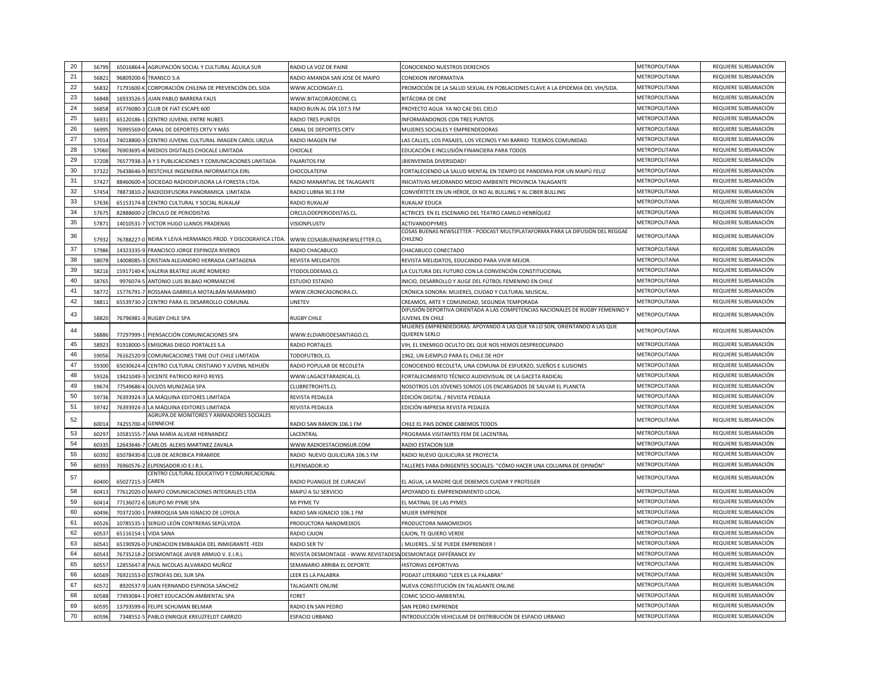| | | | | | | | |
|---|---|---|---|---|---|---|---|
| 20 | 56799 | 65016864-k | AGRUPACIÓN SOCIAL Y CULTURAL ÁGUILA SUR | RADIO LA VOZ DE PAINE | CONOCIENDO NUESTROS DERECHOS | METROPOLITANA | REQUIERE SUBSANACIÓN |
| 21 | 56821 | 96809200-6 | TRANSCO S.A | RADIO AMANDA SAN JOSE DE MAIPO | CONEXION INFORMATIVA | METROPOLITANA | REQUIERE SUBSANACIÓN |
| 22 | 56832 | 71791600-K | CORPORACIÓN CHILENA DE PREVENCIÓN DEL SIDA | WWW.ACCIONGAY.CL | PROMOCIÓN DE LA SALUD SEXUAL EN POBLACIONES CLAVE A LA EPIDEMIA DEL VIH/SIDA. | METROPOLITANA | REQUIERE SUBSANACIÓN |
| 23 | 56848 | 16933526-5 | JUAN PABLO BARRERA FAUS | WWW.BITACORADECINE.CL | BITÁCORA DE CINE | METROPOLITANA | REQUIERE SUBSANACIÓN |
| 24 | 56858 | 65776080-3 | CLUB DE FIAT ESCAPE 600 | RADIO BUIN AL DÍA 107.5 FM | PROYECTO AGUA YA NO CAE DEL CIELO | METROPOLITANA | REQUIERE SUBSANACIÓN |
| 25 | 56931 | 65120186-1 | CENTRO JUVENIL ENTRE NUBES | RADIO TRES PUNTOS | INFORMÁNDONOS CON TRES PUNTOS | METROPOLITANA | REQUIERE SUBSANACIÓN |
| 26 | 56995 | 76995569-0 | CANAL DE DEPORTES CRTV Y MÁS | CANAL DE DEPORTES CRTV | MUJERES SOCIALES Y EMPRENDEDORAS | METROPOLITANA | REQUIERE SUBSANACIÓN |
| 27 | 57014 | 74018800-3 | CENTRO JUVENIL CULTURAL IMAGEN CAROL URZUA | RADIO IMAGEN FM | LAS CALLES, LOS PASAJES, LOS VECINOS Y MI BARRIO TEJEMOS COMUNIDAD. | METROPOLITANA | REQUIERE SUBSANACIÓN |
| 28 | 57060 | 76903695-4 | MEDIOS DIGITALES CHOCALE LIMITADA | CHOCALE | EDUCACIÓN E INCLUSIÓN FINANCIERA PARA TODOS | METROPOLITANA | REQUIERE SUBSANACIÓN |
| 29 | 57208 | 76577938-3 | A Y S PUBLICACIONES Y COMUNICACIONES LIMITADA | PAJARITOS FM | ¡BIENVENIDA DIVERSIDAD! | METROPOLITANA | REQUIERE SUBSANACIÓN |
| 30 | 57322 | 76438646-9 | RESTCHILE INGENIERIA INFORMATICA EIRL | CHOCOLATEFM | FORTALECIENDO LA SALUD MENTAL EN TIEMPO DE PANDEMIA POR UN MAIPÚ FELIZ | METROPOLITANA | REQUIERE SUBSANACIÓN |
| 31 | 57427 | 88460600-4 | SOCIEDAD RADIODIFUSORA LA FORESTA LTDA. | RADIO MANANTIAL DE TALAGANTE | INICIATIVAS MEJORANDO MEDIO AMBIENTE PROVINCIA TALAGANTE | METROPOLITANA | REQUIERE SUBSANACIÓN |
| 32 | 57454 | 78873810-2 | RADIODIFUSORA PANORAMICA LIMITADA | RADIO LUBNA 90.3 FM | CONVIÉRTETE EN UN HÉROE, DI NO AL BULLING Y AL CIBER BULLING | METROPOLITANA | REQUIERE SUBSANACIÓN |
| 33 | 57636 | 65153174-8 | CENTRO CULTURAL Y SOCIAL RUKALAF | RADIO RUKALAF | RUKALAF EDUCA | METROPOLITANA | REQUIERE SUBSANACIÓN |
| 34 | 57675 | 82888600-2 | CÍRCULO DE PERIODISTAS | CIRCULODEPERIODISTAS.CL. | ACTRICES EN EL ESCENARIO DEL TEATRO CAMILO HENRÍQUEZ | METROPOLITANA | REQUIERE SUBSANACIÓN |
| 35 | 57871 | 14010531-7 | VICTOR HUGO LLANOS PRADENAS | VISIONPLUSTV | ACTIVANDOPYMES | METROPOLITANA | REQUIERE SUBSANACIÓN |
| 36 | 57932 | 76788227-0 | NEIRA Y LEIVA HERMANOS PROD. Y DISCOGRAFICA LTDA. | WWW.COSASBUENASNEWSLETTER.CL | COSAS BUENAS NEWSLETTER - PODCAST MULTIPLATAFORMA PARA LA DIFUSIÓN DEL REGGAE CHILENO | METROPOLITANA | REQUIERE SUBSANACIÓN |
| 37 | 57986 | 14323335-9 | FRANCISCO JORGE ESPINOZA RIVEROS | RADIO CHACABUCO | CHACABUCO CONECTADO | METROPOLITANA | REQUIERE SUBSANACIÓN |
| 38 | 58078 | 14008085-3 | CRISTIAN ALEJANDRO HERRADA CARTAGENA | REVISTA MELIDATOS | REVISTA MELIDATOS, EDUCANDO PARA VIVIR MEJOR. | METROPOLITANA | REQUIERE SUBSANACIÓN |
| 39 | 58216 | 15917140-K | VALERIA BEATRIZ JAURÉ ROMERO | YTODOLODEMAS.CL | LA CULTURA DEL FUTURO CON LA CONVENCIÓN CONSTITUCIONAL | METROPOLITANA | REQUIERE SUBSANACIÓN |
| 40 | 58765 | 9976074-5 | ANTONIO LUIS BILBAO HORMAECHE | ESTUDIO ESTADIO | INICIO, DESARROLLO Y AUGE DEL FÚTBOL FEMENINO EN CHILE | METROPOLITANA | REQUIERE SUBSANACIÓN |
| 41 | 58772 | 15776791-7 | ROSSANA GABRIELA MOTALBÁN MARAMBIO | WWW.CRONICASONORA.CL | CRÓNICA SONORA: MUJERES, CIUDAD Y CULTURAL MUSICAL. | METROPOLITANA | REQUIERE SUBSANACIÓN |
| 42 | 58811 | 65539730-2 | CENTRO PARA EL DESARROLLO COMUNAL | UNETEV | CREAMOS, ARTE Y COMUNIDAD, SEGUNDA TEMPORADA | METROPOLITANA | REQUIERE SUBSANACIÓN |
| 43 | 58820 | 76796981-3 | RUGBY CHILE SPA | RUGBY CHILE | DIFUSIÓN DEPORTIVA ORIENTADA A LAS COMPETENCIAS NACIONALES DE RUGBY FEMENINO Y JUVENIL EN CHILE | METROPOLITANA | REQUIERE SUBSANACIÓN |
| 44 | 58886 | 77297999-1 | PIENSACCIÓN COMUNICACIONES SPA | WWW.ELDIARIODESANTIAGO.CL | MUJERES EMPRENDEDORAS: APOYANDO A LAS QUE YA LO SON, ORIENTANDO A LAS QUE QUIEREN SERLO | METROPOLITANA | REQUIERE SUBSANACIÓN |
| 45 | 58923 | 91918000-5 | EMISORAS DIEGO PORTALES S.A | RADIO PORTALES | VIH, EL ENEMIGO OCULTO DEL QUE NOS HEMOS DESPREOCUPADO | METROPOLITANA | REQUIERE SUBSANACIÓN |
| 46 | 59056 | 76162520-9 | COMUNICACIONES TIME OUT CHILE LIMITADA | TODOFUTBOL.CL | 1962, UN EJEMPLO PARA EL CHILE DE HOY | METROPOLITANA | REQUIERE SUBSANACIÓN |
| 47 | 59300 | 65030624-4 | CENTRO CULTURAL CRISTIANO Y JUVENIL NEHUÉN | RADIO POPULAR DE RECOLETA | CONOCIENDO RECOLETA, UNA COMUNA DE ESFUERZO, SUEÑOS E ILUSIONES | METROPOLITANA | REQUIERE SUBSANACIÓN |
| 48 | 59326 | 19421049-3 | VICENTE PATRICIO RIFFO REYES | WWW.LAGACETARADICAL.CL | FORTALECIMIENTO TÉCNICO AUDIOVISUAL DE LA GACETA RADICAL | METROPOLITANA | REQUIERE SUBSANACIÓN |
| 49 | 59674 | 77549686-k | OLIVOS MUNIZAGA SPA | CLUBRETROHITS.CL | NOSOTROS LOS JÓVENES SOMOS LOS ENCARGADOS DE SALVAR EL PLANETA | METROPOLITANA | REQUIERE SUBSANACIÓN |
| 50 | 59736 | 76393924-3 | LA MÁQUINA EDITORES LIMITADA | REVISTA PEDALEA | EDICIÓN DIGITAL / REVISTA PEDALEA | METROPOLITANA | REQUIERE SUBSANACIÓN |
| 51 | 59742 | 76393924-3 | LA MÁQUINA EDITORES LIMITADA | REVISTA PEDALEA | EDICIÓN IMPRESA REVISTA PEDALEA | METROPOLITANA | REQUIERE SUBSANACIÓN |
| 52 | 60014 | 74255700-4 | AGRUPA.DE MONITORES Y ANIMADORES SOCIALES GENNECHE | RADIO SAN RAMON 106.1 FM | CHILE EL PAIS DONDE CABEMOS TODOS | METROPOLITANA | REQUIERE SUBSANACIÓN |
| 53 | 60297 | 10581555-7 | ANA MARIA ALVEAR HERNANDEZ | LACENTRAL | PROGRAMA VISITANTES FEM DE LACENTRAL | METROPOLITANA | REQUIERE SUBSANACIÓN |
| 54 | 60335 | 12643646-7 | CARLOS ALEXIS MARTINEZ ZAVALA | WWW.RADIOESTACIONSUR.COM | RADIO ESTACION SUR | METROPOLITANA | REQUIERE SUBSANACIÓN |
| 55 | 60392 | 65078430-8 | CLUB DE AEROBICA PIRAMIDE | RADIO NUEVO QUILICURA 106.5 FM | RADIO NUEVO QUILICURA SE PROYECTA | METROPOLITANA | REQUIERE SUBSANACIÓN |
| 56 | 60393 | 76960576-2 | ELPENSADOR.IO E.I.R.L. | ELPENSADOR.IO | TALLERES PARA DIRIGENTES SOCIALES: "CÓMO HACER UNA COLUMNA DE OPINIÓN" | METROPOLITANA | REQUIERE SUBSANACIÓN |
| 57 | 60400 | 65027215-3 | CENTRO CULTURAL EDUCATIVO Y COMUNICACIONAL CAREN | RADIO PUANGUE DE CURACAVÍ | EL AGUA, LA MADRE QUE DEBEMOS CUIDAR Y PROTEGER | METROPOLITANA | REQUIERE SUBSANACIÓN |
| 58 | 60413 | 77612020-0 | MAIPÚ COMUNICACIONES INTEGRALES LTDA | MAIPÚ A SU SERVICIO | APOYANDO EL EMPRENDIMIENTO LOCAL | METROPOLITANA | REQUIERE SUBSANACIÓN |
| 59 | 60414 | 77136072-6 | GRUPO MI PYME SPA | MI PYME TV | EL MATINAL DE LAS PYMES | METROPOLITANA | REQUIERE SUBSANACIÓN |
| 60 | 60496 | 70372100-1 | PARROQUIA SAN IGNACIO DE LOYOLA | RADIO SAN IGNACIO 106.1 FM | MUJER EMPRENDE | METROPOLITANA | REQUIERE SUBSANACIÓN |
| 61 | 60526 | 10785535-1 | SERGIO LEÓN CONTRERAS SEPÚLVEDA | PRODUCTORA NANOMEDIOS | PRODUCTORA NANOMEDIOS | METROPOLITANA | REQUIERE SUBSANACIÓN |
| 62 | 60537 | 65116154-1 | VIDA SANA | RADIO CAJON | CAJON, TE QUIERO VERDE | METROPOLITANA | REQUIERE SUBSANACIÓN |
| 63 | 60541 | 65190926-0 | FUNDACION EMBAJADA DEL INMIGRANTE -FEDI | RADIO SER TV | ¡ MUJERES...SÍ SE PUEDE EMPRENDER ! | METROPOLITANA | REQUIERE SUBSANACIÓN |
| 64 | 60543 | 76735218-2 | DESMONTAGE JAVIER ARMIJO V. E.I.R.L | REVISTA DESMONTAGE - WWW.REVISTADESN | DESMONTAGE DIFFÉRANCE XV | METROPOLITANA | REQUIERE SUBSANACIÓN |
| 65 | 60557 | 12855647-8 | PAUL NICOLAS ALVARADO MUÑOZ | SEMANARIO ARRIBA EL DEPORTE | HISTORIAS DEPORTIVAS | METROPOLITANA | REQUIERE SUBSANACIÓN |
| 66 | 60569 | 76921553-0 | ESTROFAS DEL SUR SPA | LEER ES LA PALABRA | PODAST LITERARIO "LEER ES LA PALABRA" | METROPOLITANA | REQUIERE SUBSANACIÓN |
| 67 | 60572 | 8920537-9 | JUAN FERNANDO ESPINOSA SÁNCHEZ | TALAGANTE ONLINE | NUEVA CONSTITUCIÓN EN TALAGANTE ONLINE | METROPOLITANA | REQUIERE SUBSANACIÓN |
| 68 | 60588 | 77493084-1 | FORET EDUCACIÓN AMBIENTAL SPA | FORET | COMIC SOCIO-AMBIENTAL | METROPOLITANA | REQUIERE SUBSANACIÓN |
| 69 | 60595 | 13793599-6 | FELIPE SCHUMAN BELMAR | RADIO EN SAN PEDRO | SAN PEDRO EMPRENDE | METROPOLITANA | REQUIERE SUBSANACIÓN |
| 70 | 60596 | 7348552-5 | PABLO ENRIQUE KREUZFELDT CARRIZO | ESPACIO URBANO | INTRODUCCIÓN VEHICULAR DE DISTRIBUCIÓN DE ESPACIO URBANO | METROPOLITANA | REQUIERE SUBSANACIÓN |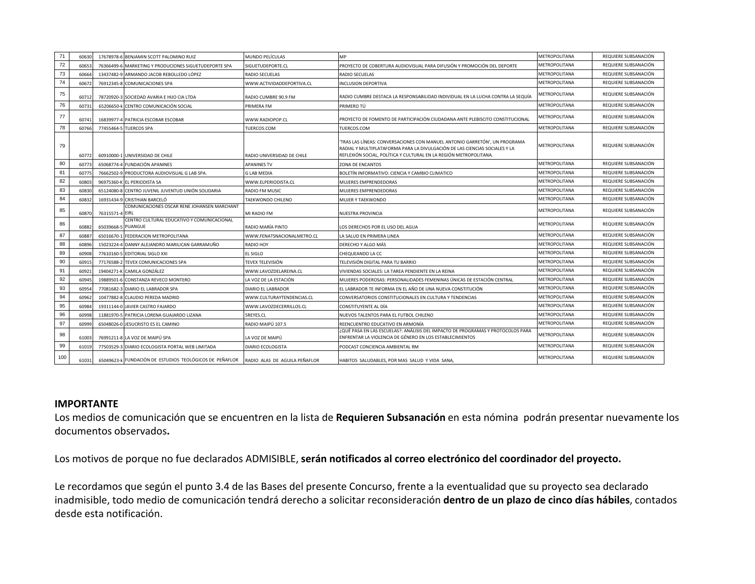| | | | | | | | |
|---|---|---|---|---|---|---|---|
| 71 | 60630 | 17678978-6 | BENJAMIN SCOTT PALOMINO RUIZ | MUNDO PELÍCULAS | MP | METROPOLITANA | REQUIERE SUBSANACIÓN |
| 72 | 60653 | 76366499-6 | MARKETING Y PRODUCIONES SIGUETUDEPORTE SPA | SIGUETUDEPORTE.CL | PROYECTO DE COBERTURA AUDIOVISUAL PARA DIFUSIÓN Y PROMOCIÓN DEL DEPORTE | METROPOLITANA | REQUIERE SUBSANACIÓN |
| 73 | 60664 | 13437482-9 | ARMANDO JACOB REBOLLEDO LÓPEZ | RADIO SECUELAS | RADIO SECUELAS | METROPOLITANA | REQUIERE SUBSANACIÓN |
| 74 | 60672 | 76912345-8 | COMUNICACIONES SPA | WWW.ACTIVIDADDEPORTIVA.CL | INCLUSION DEPORTIVA | METROPOLITANA | REQUIERE SUBSANACIÓN |
| 75 | 60712 | 78720920-3 | SOCIEDAD AVARIA E HIJO CIA LTDA | RADIO CUMBRE 90.9 FM | RADIO CUMBRE DESTACA LA RESPONSABILIDAD INDIVIDUAL EN LA LUCHA CONTRA LA SEQUÍA | METROPOLITANA | REQUIERE SUBSANACIÓN |
| 76 | 60731 | 65206650-k | CENTRO COMUNICACIÓN SOCIAL | PRIMERA FM | PRIMERO TÚ | METROPOLITANA | REQUIERE SUBSANACIÓN |
| 77 | 60741 | 16839977-4 | PATRICIA ESCOBAR ESCOBAR | WWW.RADIOPOP.CL | PROYECTO DE FOMENTO DE PARTICIPACIÓN CIUDADANA ANTE PLEBISCITO CONSTITUCIONAL | METROPOLITANA | REQUIERE SUBSANACIÓN |
| 78 | 60766 | 77455464-5 | TUERCOS SPA | TUERCOS.COM | TUERCOS.COM | METROPOLITANA | REQUIERE SUBSANACIÓN |
| 79 | 60772 | 60910000-1 | UNIVERSIDAD DE CHILE | RADIO UNIVERSIDAD DE CHILE | 'TRAS LAS LÍNEAS: CONVERSACIONES CON MANUEL ANTONIO GARRETÓN', UN PROGRAMA RADIAL Y MULTIPLATAFORMA PARA LA DIVULGACIÓN DE LAS CIENCIAS SOCIALES Y LA REFLEXIÓN SOCIAL, POLÍTICA Y CULTURAL EN LA REGIÓN METROPOLITANA. | METROPOLITANA | REQUIERE SUBSANACIÓN |
| 80 | 60773 | 65068774-4 | FUNDACIÓN APANINES | APANINES TV | ZONA DE ENCANTOS | METROPOLITANA | REQUIERE SUBSANACIÓN |
| 81 | 60775 | 76662502-9 | PRODUCTORA AUDIOVISUAL G LAB SPA. | G LAB MEDIA | BOLETÍN INFORMATIVO: CIENCIA Y CAMBIO CLIMATICO | METROPOLITANA | REQUIERE SUBSANACIÓN |
| 82 | 60803 | 96975360-K | EL PERIODISTA SA | WWW.ELPERIODISTA.CL | MUJERES EMPRENDEDORAS | METROPOLITANA | REQUIERE SUBSANACIÓN |
| 83 | 60830 | 65124080-8 | CENTRO JUVENIL JUVENTUD UNIÓN SOLIDARIA | RADIO FM MUSIC | MUJERES EMPRENDEDORAS | METROPOLITANA | REQUIERE SUBSANACIÓN |
| 84 | 60832 | 16931434-9 | CRISTHIAN BARCELÓ | TAEKWONDO CHILENO | MUJER Y TAEKWONDO | METROPOLITANA | REQUIERE SUBSANACIÓN |
| 85 | 60870 | 76315571-4 | COMUNICACIONES OSCAR RENE JOHANSEN MARCHANT EIRL | MI RADIO FM | NUESTRA PROVINCIA | METROPOLITANA | REQUIERE SUBSANACIÓN |
| 86 | 60882 | 65039668-5 | CENTRO CULTURAL EDUCATIVO Y COMUNICACIONAL PUANGUE | RADIO MARÍA PINTO | LOS DERECHOS POR EL USO DEL AGUA | METROPOLITANA | REQUIERE SUBSANACIÓN |
| 87 | 60887 | 65016670-1 | FEDERACION METROPOLITANA | WWW.FENATSNACIONALMETRO.CL | LA SALUD EN PRIMERA LINEA | METROPOLITANA | REQUIERE SUBSANACIÓN |
| 88 | 60896 | 15023224-4 | DANNY ALEJANDRO MARILICAN GARRAMUÑO | RADIO HOY | DERECHO Y ALGO MÁS | METROPOLITANA | REQUIERE SUBSANACIÓN |
| 89 | 60908 | 77610160-5 | EDITORIAL SIGLO XXI | EL SIGLO | CHEQUEANDO LA CC | METROPOLITANA | REQUIERE SUBSANACIÓN |
| 90 | 60915 | 77176588-2 | TEVEX COMUNICACIONES SPA | TEVEX TELEVISIÓN | TELEVISIÓN DIGITAL PARA TU BARRIO | METROPOLITANA | REQUIERE SUBSANACIÓN |
| 91 | 60921 | 19404271-K | CAMILA GONZÁLEZ | WWW.LAVOZDELAREINA.CL | VIVIENDAS SOCIALES: LA TAREA PENDIENTE EN LA REINA | METROPOLITANA | REQUIERE SUBSANACIÓN |
| 92 | 60945 | 19889501-6 | CONSTANZA REVECO MONTERO | LA VOZ DE LA ESTACIÓN | MUJERES PODEROSAS: PERSONALIDADES FEMENINAS ÚNICAS DE ESTACIÓN CENTRAL | METROPOLITANA | REQUIERE SUBSANACIÓN |
| 93 | 60954 | 77081682-3 | DIARIO EL LABRADOR SPA | DIARIO EL LABRADOR | EL LABRADOR TE INFORMA EN EL AÑO DE UNA NUEVA CONSTITUCIÓN | METROPOLITANA | REQUIERE SUBSANACIÓN |
| 94 | 60962 | 10477882-8 | CLAUDIO PEREDA MADRID | WWW.CULTURAYTENDENCIAS.CL | CONVERSATORIOS CONSTITUCIONALES EN CULTURA Y TENDENCIAS | METROPOLITANA | REQUIERE SUBSANACIÓN |
| 95 | 60984 | 19311144-0 | JAVIER CASTRO FAJARDO | WWW.LAVOZDECERRILLOS.CL | CONSTITUYENTE AL DÍA | METROPOLITANA | REQUIERE SUBSANACIÓN |
| 96 | 60998 | 11881970-5 | PATRICIA LORENA GUAJARDO LIZANA | 5REYES.CL | NUEVOS TALENTOS PARA EL FUTBOL CHILENO | METROPOLITANA | REQUIERE SUBSANACIÓN |
| 97 | 60999 | 65048026-0 | JESUCRISTO ES EL CAMINO | RADIO MAIPÚ 107.5 | REENCUENTRO EDUCATIVO EN ARMONÍA | METROPOLITANA | REQUIERE SUBSANACIÓN |
| 98 | 61003 | 76991211-8 | LA VOZ DE MAIPÚ SPA | LA VOZ DE MAIPÚ | ¿QUÉ PASA EN LAS ESCUELAS?: ANÁLISIS DEL IMPACTO DE PROGRAMAS Y PROTOCOLOS PARA ENFRENTAR LA VIOLENCIA DE GÉNERO EN LOS ESTABLECIMIENTOS | METROPOLITANA | REQUIERE SUBSANACIÓN |
| 99 | 61019 | 77503529-3 | DIARIO ECOLOGISTA PORTAL WEB LIMITADA | DIARIO ECOLOGISTA | PODCAST CONCIENCIA AMBIENTAL RM | METROPOLITANA | REQUIERE SUBSANACIÓN |
| 100 | 61031 | 65049623-k | FUNDACIÓN DE ESTUDIOS TEOLÓGICOS DE PEÑAFLOR | RADIO ALAS DE AGUILA PEÑAFLOR | HABITOS SALUDABLES, POR MAS SALUD Y VIDA SANA, | METROPOLITANA | REQUIERE SUBSANACIÓN |

**IMPORTANTE**

Los medios de comunicación que se encuentren en la lista de **Requieren Subsanación** en esta nómina podrán presentar nuevamente los documentos observados**.**

Los motivos de porque no fue declarados ADMISIBLE, **serán notificados al correo electrónico del coordinador del proyecto.**

Le recordamos que según el punto 3.4 de las Bases del presente Concurso, frente a la eventualidad que su proyecto sea declarado inadmisible, todo medio de comunicación tendrá derecho a solicitar reconsideración **dentro de un plazo de cinco días hábiles**, contados desde esta notificación.